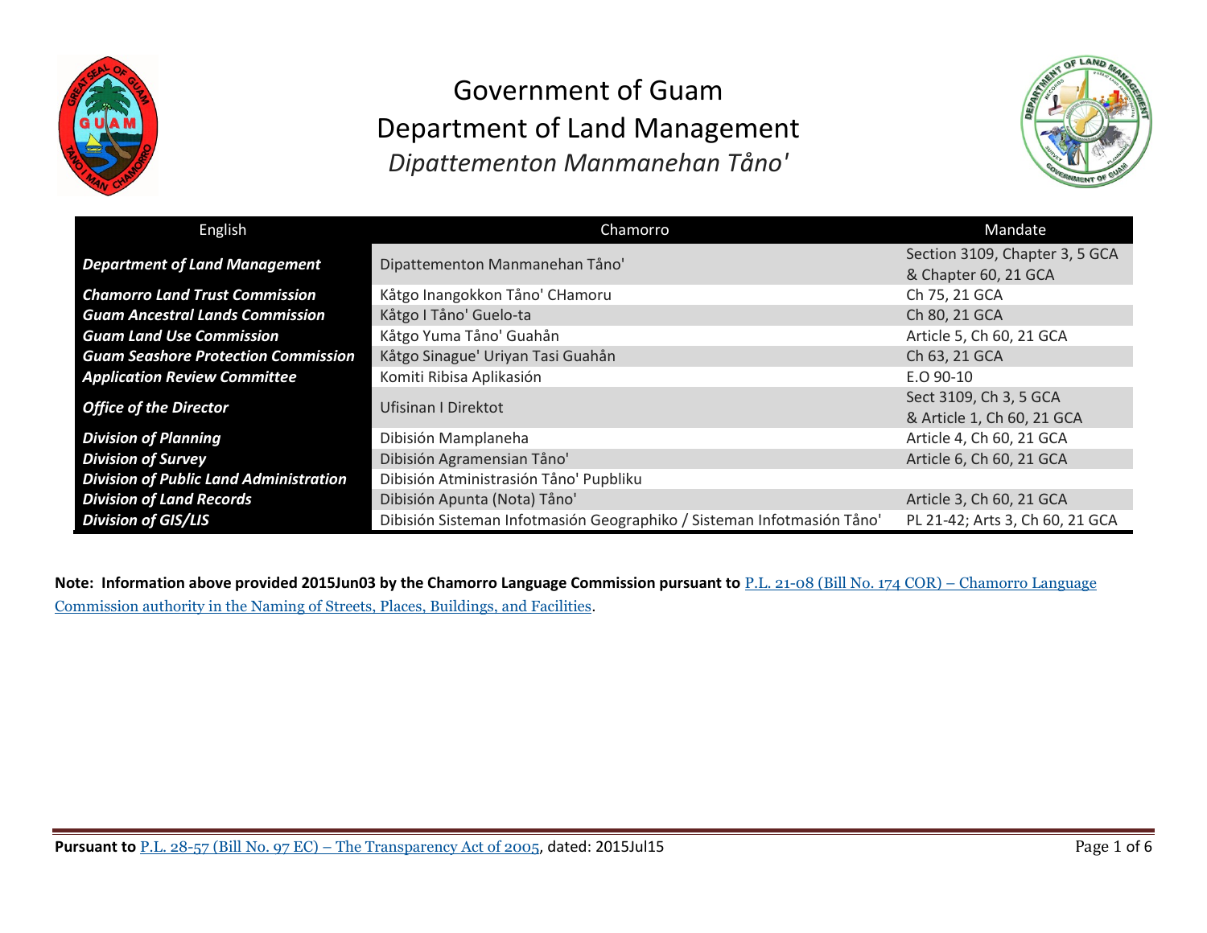# Government of Guam
# Department of Land Management
## *Dipattementon Manmanehan Tåno'*

| English | Chamorro | Mandate |
|---|---|---|
| ***Department of Land Management*** | Dipattementon Manmanehan Tåno' | Section 3109, Chapter 3, 5 GCA & Chapter 60, 21 GCA |
| ***Chamorro Land Trust Commission*** | Kåtgo Inangokkon Tåno' CHamoru | Ch 75, 21 GCA |
| ***Guam Ancestral Lands Commission*** | Kåtgo I Tåno' Guelo-ta | Ch 80, 21 GCA |
| ***Guam Land Use Commission*** | Kåtgo Yuma Tåno' Guahån | Article 5, Ch 60, 21 GCA |
| ***Guam Seashore Protection Commission*** | Kåtgo Sinague' Uriyan Tasi Guahån | Ch 63, 21 GCA |
| ***Application Review Committee*** | Komiti Ribisa Aplikasión | E.O 90-10 |
| ***Office of the Director*** | Ufisinan I Direktot | Sect 3109, Ch 3, 5 GCA & Article 1, Ch 60, 21 GCA |
| ***Division of Planning*** | Dibisión Mamplaneha | Article 4, Ch 60, 21 GCA |
| ***Division of Survey*** | Dibisión Agramensian Tåno' | Article 6, Ch 60, 21 GCA |
| ***Division of Public Land Administration*** | Dibisión Atministrasión Tåno' Pupbliku | |
| ***Division of Land Records*** | Dibisión Apunta (Nota) Tåno' | Article 3, Ch 60, 21 GCA |
| ***Division of GIS/LIS*** | Dibisión Sisteman Infotmasión Geographiko / Sisteman Infotmasión Tåno' | PL 21-42; Arts 3, Ch 60, 21 GCA |

**Note: Information above provided 2015Jun03 by the Chamorro Language Commission pursuant to** P.L. 21-08 (Bill No. 174 COR) – Chamorro Language Commission authority in the Naming of Streets, Places, Buildings, and Facilities.

**Pursuant to** P.L. 28-57 (Bill No. 97 EC) – The Transparency Act of 2005, dated: 2015Jul15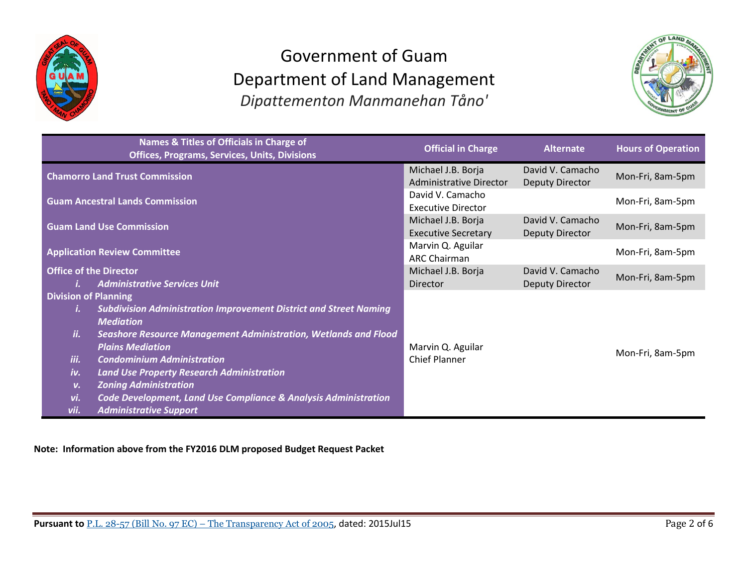# Government of Guam
# Department of Land Management
## *Dipattementon Manmanehan Tåno'*

| Names & Titles of Officials in Charge of Offices, Programs, Services, Units, Divisions | Official in Charge | Alternate | Hours of Operation |
|---|---|---|---|
| **Chamorro Land Trust Commission** | Michael J.B. Borja<br>Administrative Director | David V. Camacho<br>Deputy Director | Mon-Fri, 8am-5pm |
| **Guam Ancestral Lands Commission** | David V. Camacho<br>Executive Director | | Mon-Fri, 8am-5pm |
| **Guam Land Use Commission** | Michael J.B. Borja<br>Executive Secretary | David V. Camacho<br>Deputy Director | Mon-Fri, 8am-5pm |
| **Application Review Committee** | Marvin Q. Aguilar<br>ARC Chairman | | Mon-Fri, 8am-5pm |
| **Office of the Director**<br>*i. Administrative Services Unit* | Michael J.B. Borja<br>Director | David V. Camacho<br>Deputy Director | Mon-Fri, 8am-5pm |
| **Division of Planning**<br>*i. Subdivision Administration Improvement District and Street Naming Mediation*<br>*ii. Seashore Resource Management Administration, Wetlands and Flood Plains Mediation*<br>*iii. Condominium Administration*<br>*iv. Land Use Property Research Administration*<br>*v. Zoning Administration*<br>*vi. Code Development, Land Use Compliance & Analysis Administration*<br>*vii. Administrative Support* | Marvin Q. Aguilar<br>Chief Planner | | Mon-Fri, 8am-5pm |

**Note: Information above from the FY2016 DLM proposed Budget Request Packet**

**Pursuant to** P.L. 28-57 (Bill No. 97 EC) – The Transparency Act of 2005, dated: 2015Jul15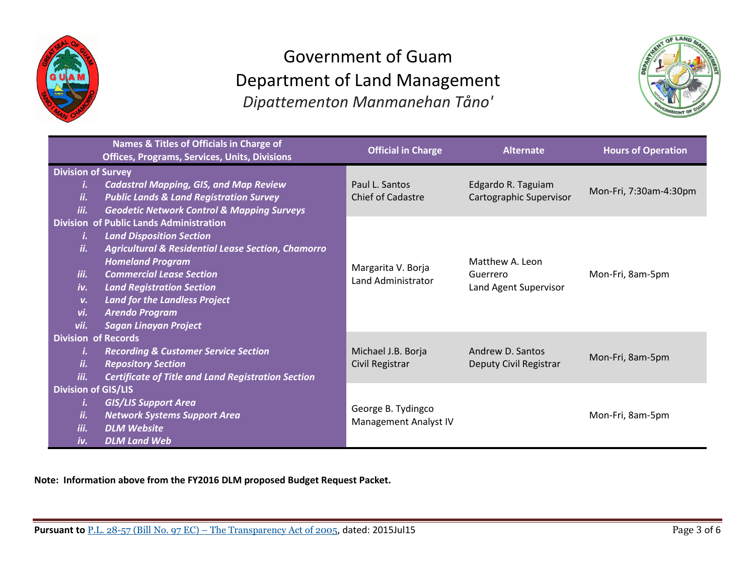# Government of Guam
# Department of Land Management
## *Dipattementon Manmanehan Tåno'*

| Names & Titles of Officials in Charge of Offices, Programs, Services, Units, Divisions | Official in Charge | Alternate | Hours of Operation |
|---|---|---|---|
| **Division of Survey**<br>i. ***Cadastral Mapping, GIS, and Map Review***<br>ii. ***Public Lands & Land Registration Survey***<br>iii. ***Geodetic Network Control & Mapping Surveys*** | Paul L. Santos<br>Chief of Cadastre | Edgardo R. Taguiam<br>Cartographic Supervisor | Mon-Fri, 7:30am-4:30pm |
| **Division of Public Lands Administration**<br>i. ***Land Disposition Section***<br>ii. ***Agricultural & Residential Lease Section, Chamorro Homeland Program***<br>iii. ***Commercial Lease Section***<br>iv. ***Land Registration Section***<br>v. ***Land for the Landless Project***<br>vi. ***Arendo Program***<br>vii. ***Sagan Linayan Project*** | Margarita V. Borja<br>Land Administrator | Matthew A. Leon Guerrero<br>Land Agent Supervisor | Mon-Fri, 8am-5pm |
| **Division of Records**<br>i. ***Recording & Customer Service Section***<br>ii. ***Repository Section***<br>iii. ***Certificate of Title and Land Registration Section*** | Michael J.B. Borja<br>Civil Registrar | Andrew D. Santos<br>Deputy Civil Registrar | Mon-Fri, 8am-5pm |
| **Division of GIS/LIS**<br>i. ***GIS/LIS Support Area***<br>ii. ***Network Systems Support Area***<br>iii. ***DLM Website***<br>iv. ***DLM Land Web*** | George B. Tydingco<br>Management Analyst IV | | Mon-Fri, 8am-5pm |

**Note: Information above from the FY2016 DLM proposed Budget Request Packet.**

**Pursuant to** P.L. 28-57 (Bill No. 97 EC) – The Transparency Act of 2005, dated: 2015Jul15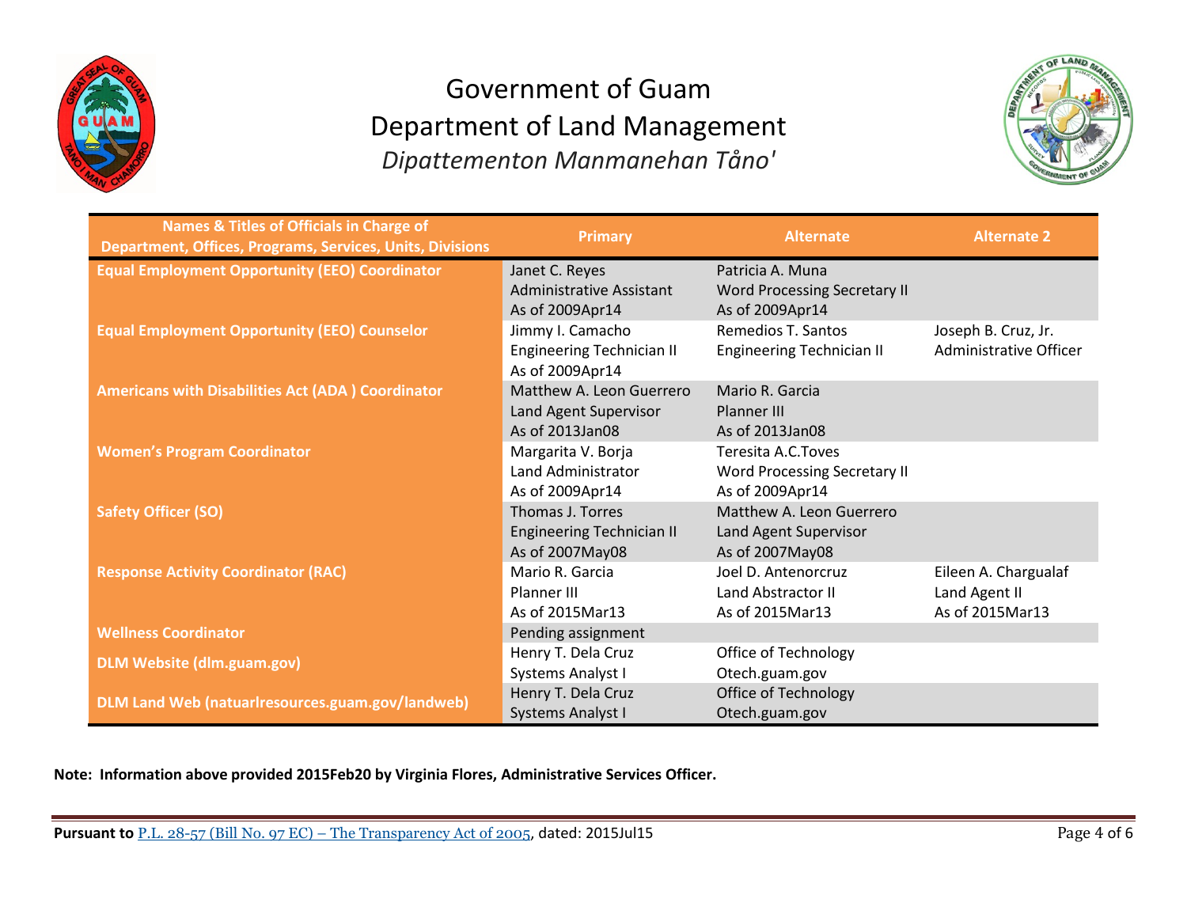# Government of Guam

# Department of Land Management

*Dipattementon Manmanehan Tåno'*

| Names & Titles of Officials in Charge of Department, Offices, Programs, Services, Units, Divisions | Primary | Alternate | Alternate 2 |
|---|---|---|---|
| **Equal Employment Opportunity (EEO) Coordinator** | Janet C. Reyes<br>Administrative Assistant<br>As of 2009Apr14 | Patricia A. Muna<br>Word Processing Secretary II<br>As of 2009Apr14 | |
| **Equal Employment Opportunity (EEO) Counselor** | Jimmy I. Camacho<br>Engineering Technician II<br>As of 2009Apr14 | Remedios T. Santos<br>Engineering Technician II | Joseph B. Cruz, Jr.<br>Administrative Officer |
| **Americans with Disabilities Act (ADA ) Coordinator** | Matthew A. Leon Guerrero<br>Land Agent Supervisor<br>As of 2013Jan08 | Mario R. Garcia<br>Planner III<br>As of 2013Jan08 | |
| **Women's Program Coordinator** | Margarita V. Borja<br>Land Administrator<br>As of 2009Apr14 | Teresita A.C.Toves<br>Word Processing Secretary II<br>As of 2009Apr14 | |
| **Safety Officer (SO)** | Thomas J. Torres<br>Engineering Technician II<br>As of 2007May08 | Matthew A. Leon Guerrero<br>Land Agent Supervisor<br>As of 2007May08 | |
| **Response Activity Coordinator (RAC)** | Mario R. Garcia<br>Planner III<br>As of 2015Mar13 | Joel D. Antenorcruz<br>Land Abstractor II<br>As of 2015Mar13 | Eileen A. Chargualaf<br>Land Agent II<br>As of 2015Mar13 |
| **Wellness Coordinator** | Pending assignment | | |
| **DLM Website (dlm.guam.gov)** | Henry T. Dela Cruz<br>Systems Analyst I | Office of Technology<br>Otech.guam.gov | |
| **DLM Land Web (natuarlresources.guam.gov/landweb)** | Henry T. Dela Cruz<br>Systems Analyst I | Office of Technology<br>Otech.guam.gov | |

**Note: Information above provided 2015Feb20 by Virginia Flores, Administrative Services Officer.**

**Pursuant to** P.L. 28-57 (Bill No. 97 EC) – The Transparency Act of 2005, dated: 2015Jul15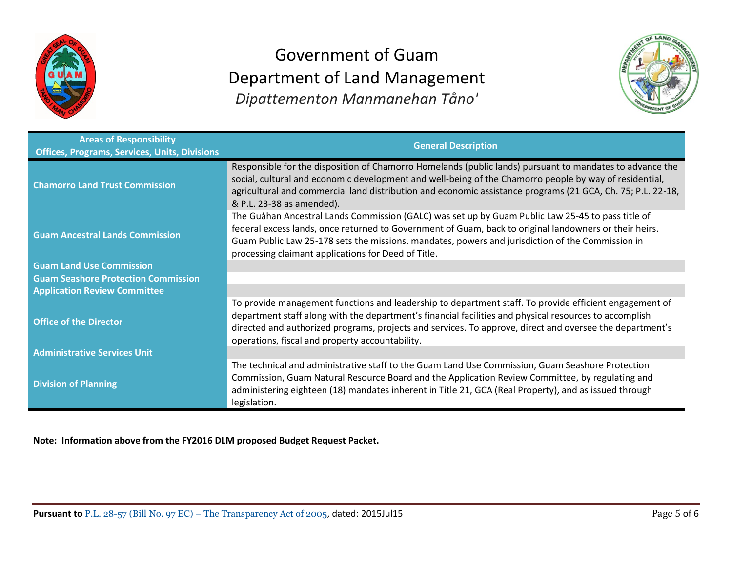# Government of Guam
# Department of Land Management
## *Dipattementon Manmanehan Tåno'*

| Areas of Responsibility Offices, Programs, Services, Units, Divisions | General Description |
|---|---|
| **Chamorro Land Trust Commission** | Responsible for the disposition of Chamorro Homelands (public lands) pursuant to mandates to advance the social, cultural and economic development and well-being of the Chamorro people by way of residential, agricultural and commercial land distribution and economic assistance programs (21 GCA, Ch. 75; P.L. 22-18, & P.L. 23-38 as amended). |
| **Guam Ancestral Lands Commission** | The Guåhan Ancestral Lands Commission (GALC) was set up by Guam Public Law 25-45 to pass title of federal excess lands, once returned to Government of Guam, back to original landowners or their heirs. Guam Public Law 25-178 sets the missions, mandates, powers and jurisdiction of the Commission in processing claimant applications for Deed of Title. |
| **Guam Land Use Commission** | |
| **Guam Seashore Protection Commission** | |
| **Application Review Committee** | |
| **Office of the Director** | To provide management functions and leadership to department staff. To provide efficient engagement of department staff along with the department's financial facilities and physical resources to accomplish directed and authorized programs, projects and services. To approve, direct and oversee the department's operations, fiscal and property accountability. |
| **Administrative Services Unit** | |
| **Division of Planning** | The technical and administrative staff to the Guam Land Use Commission, Guam Seashore Protection Commission, Guam Natural Resource Board and the Application Review Committee, by regulating and administering eighteen (18) mandates inherent in Title 21, GCA (Real Property), and as issued through legislation. |

**Note: Information above from the FY2016 DLM proposed Budget Request Packet.**

**Pursuant to** P.L. 28-57 (Bill No. 97 EC) – The Transparency Act of 2005, dated: 2015Jul15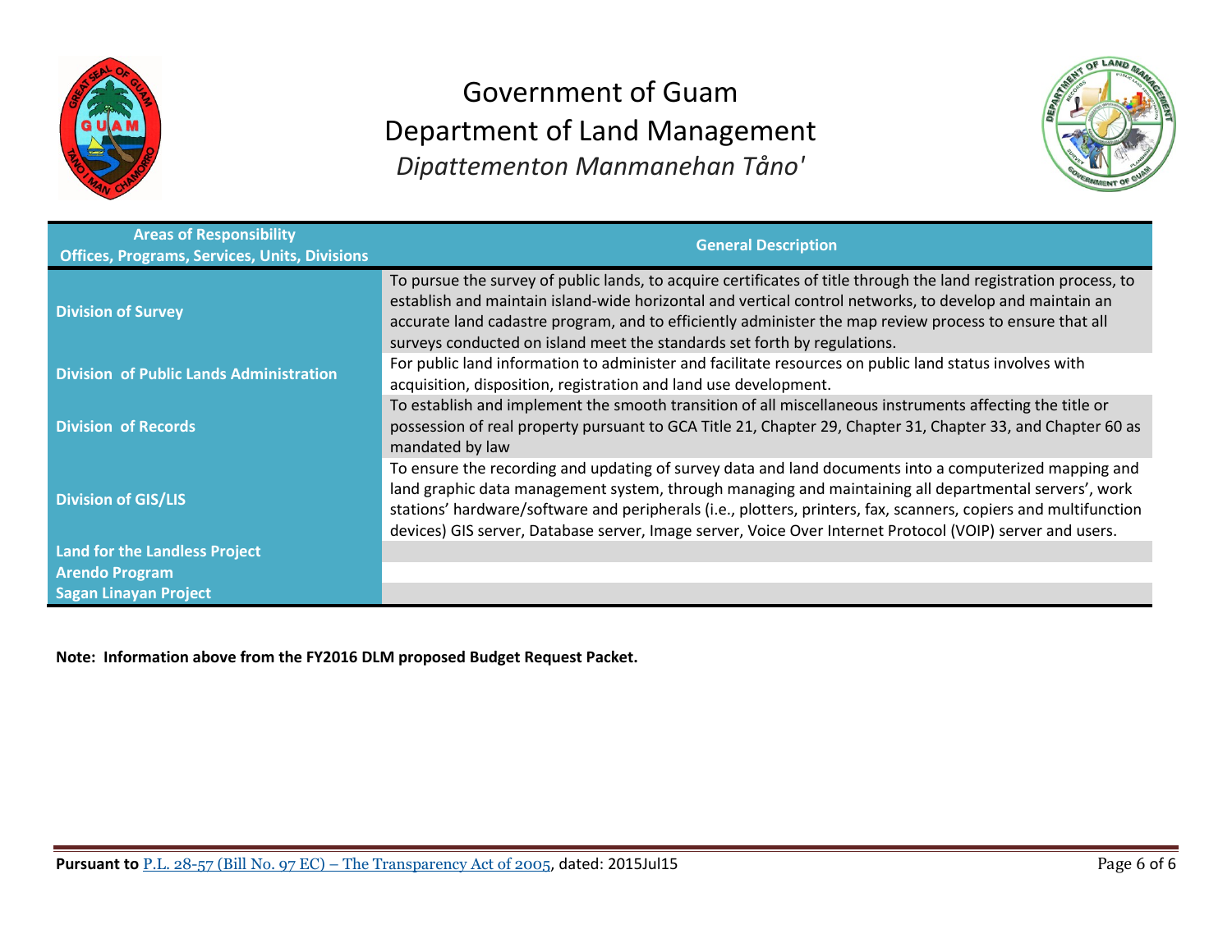# Government of Guam
# Department of Land Management
*Dipattementon Manmanehan Tåno'*

| Areas of Responsibility<br>Offices, Programs, Services, Units, Divisions | General Description |
|---|---|
| **Division of Survey** | To pursue the survey of public lands, to acquire certificates of title through the land registration process, to establish and maintain island-wide horizontal and vertical control networks, to develop and maintain an accurate land cadastre program, and to efficiently administer the map review process to ensure that all surveys conducted on island meet the standards set forth by regulations. |
| **Division of Public Lands Administration** | For public land information to administer and facilitate resources on public land status involves with acquisition, disposition, registration and land use development. |
| **Division of Records** | To establish and implement the smooth transition of all miscellaneous instruments affecting the title or possession of real property pursuant to GCA Title 21, Chapter 29, Chapter 31, Chapter 33, and Chapter 60 as mandated by law |
| **Division of GIS/LIS** | To ensure the recording and updating of survey data and land documents into a computerized mapping and land graphic data management system, through managing and maintaining all departmental servers', work stations' hardware/software and peripherals (i.e., plotters, printers, fax, scanners, copiers and multifunction devices) GIS server, Database server, Image server, Voice Over Internet Protocol (VOIP) server and users. |
| **Land for the Landless Project** | |
| **Arendo Program** | |
| **Sagan Linayan Project** | |

**Note: Information above from the FY2016 DLM proposed Budget Request Packet.**

**Pursuant to** P.L. 28-57 (Bill No. 97 EC) – The Transparency Act of 2005, dated: 2015Jul15